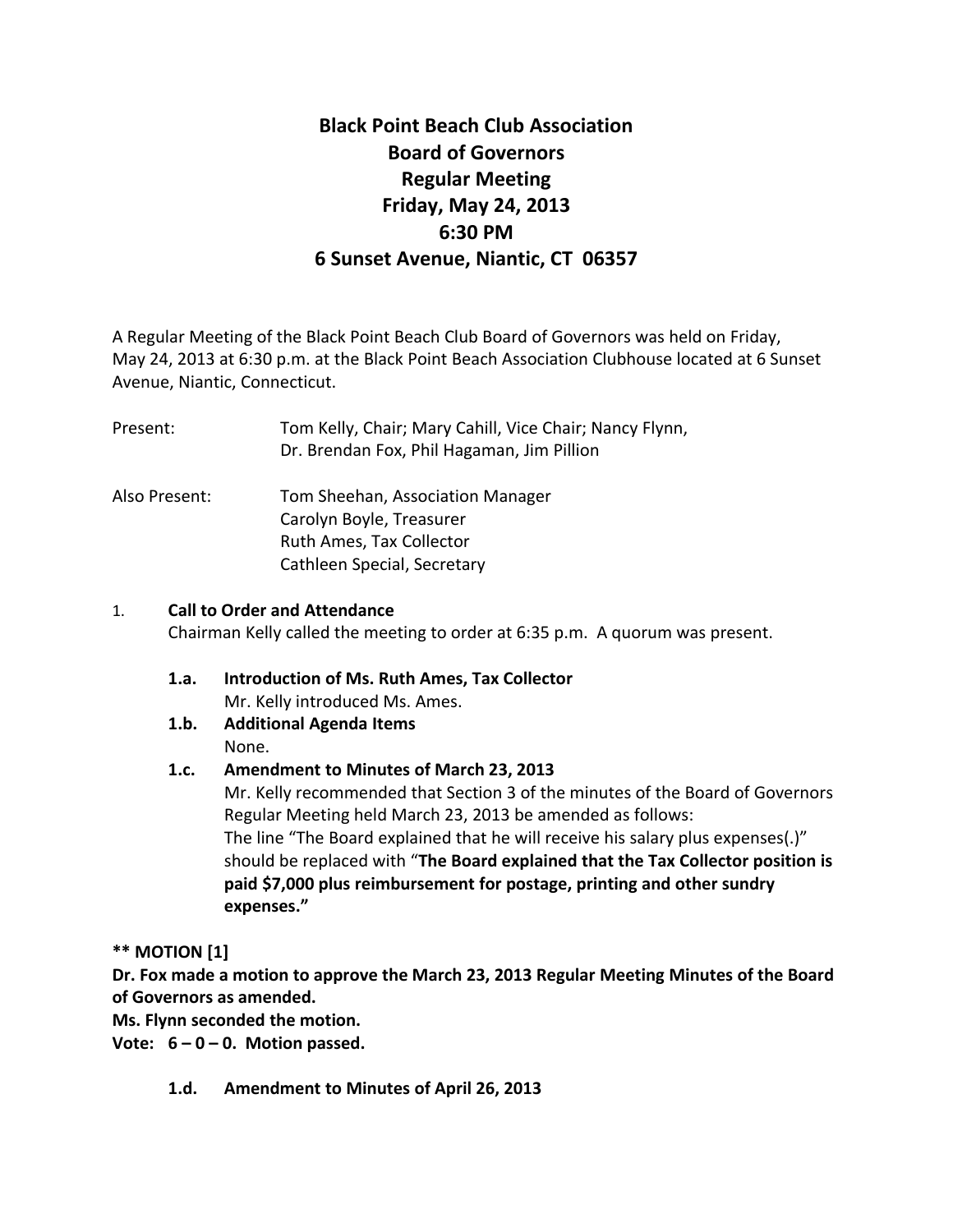# Black Point Beach Club Association
## Board of Governors
## Regular Meeting
## Friday, May 24, 2013
## 6:30 PM
## 6 Sunset Avenue, Niantic, CT 06357

A Regular Meeting of the Black Point Beach Club Board of Governors was held on Friday, May 24, 2013 at 6:30 p.m. at the Black Point Beach Association Clubhouse located at 6 Sunset Avenue, Niantic, Connecticut.

Present: Tom Kelly, Chair; Mary Cahill, Vice Chair; Nancy Flynn, Dr. Brendan Fox, Phil Hagaman, Jim Pillion

Also Present: Tom Sheehan, Association Manager
Carolyn Boyle, Treasurer
Ruth Ames, Tax Collector
Cathleen Special, Secretary

1. **Call to Order and Attendance**
   Chairman Kelly called the meeting to order at 6:35 p.m. A quorum was present.

   **1.a. Introduction of Ms. Ruth Ames, Tax Collector**
   Mr. Kelly introduced Ms. Ames.

   **1.b. Additional Agenda Items**
   None.

   **1.c. Amendment to Minutes of March 23, 2013**
   Mr. Kelly recommended that Section 3 of the minutes of the Board of Governors Regular Meeting held March 23, 2013 be amended as follows:
   The line "The Board explained that he will receive his salary plus expenses(.)" should be replaced with "**The Board explained that the Tax Collector position is paid $7,000 plus reimbursement for postage, printing and other sundry expenses.**"

**** MOTION [1]**
**Dr. Fox made a motion to approve the March 23, 2013 Regular Meeting Minutes of the Board of Governors as amended.**
**Ms. Flynn seconded the motion.**
**Vote: 6 – 0 – 0. Motion passed.**

   **1.d. Amendment to Minutes of April 26, 2013**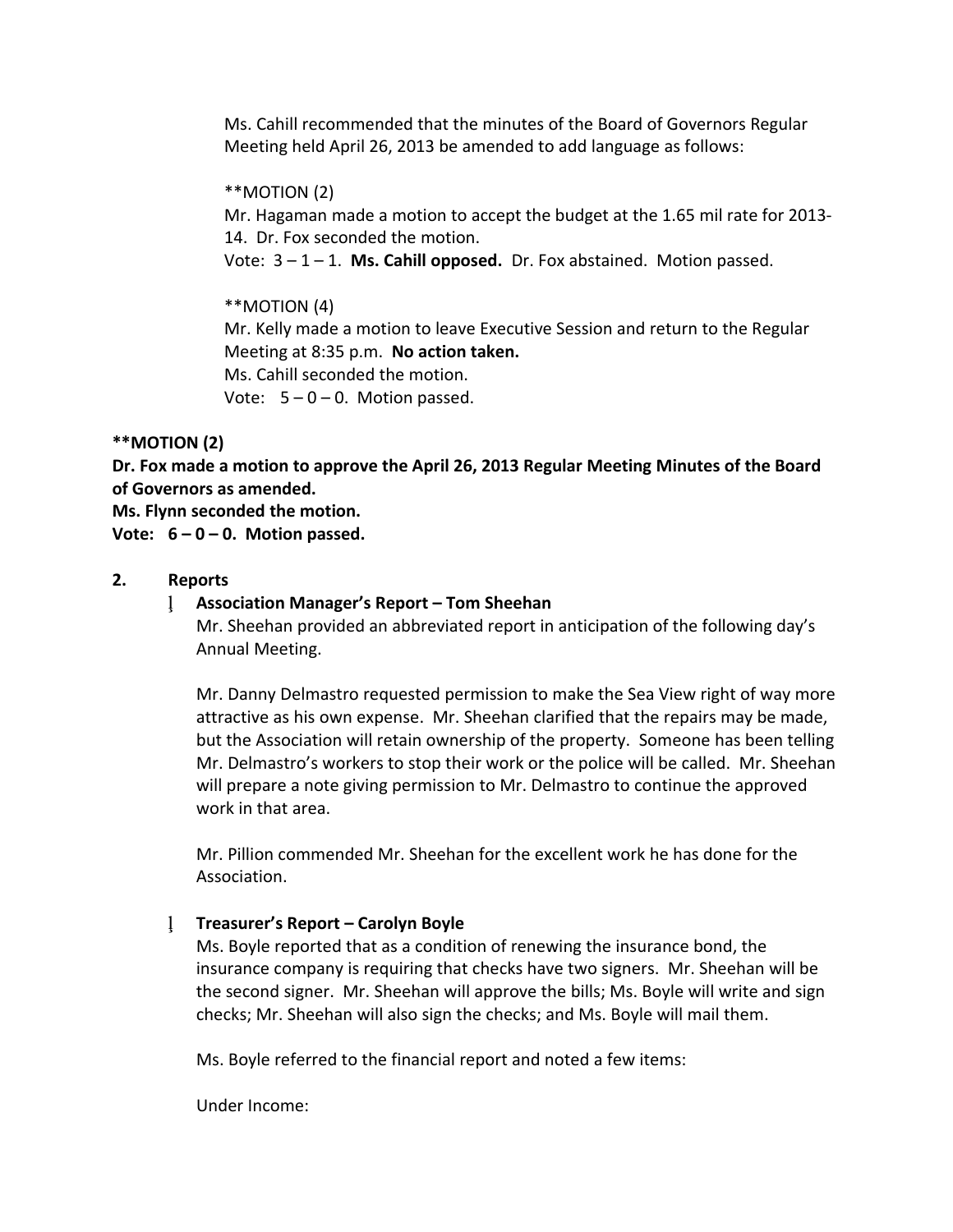Ms. Cahill recommended that the minutes of the Board of Governors Regular Meeting held April 26, 2013 be amended to add language as follows:

**MOTION (2)
Mr. Hagaman made a motion to accept the budget at the 1.65 mil rate for 2013-14. Dr. Fox seconded the motion.
Vote: 3 – 1 – 1. **Ms. Cahill opposed.** Dr. Fox abstained. Motion passed.

**MOTION (4)
Mr. Kelly made a motion to leave Executive Session and return to the Regular Meeting at 8:35 p.m. **No action taken.**
Ms. Cahill seconded the motion.
Vote: 5 – 0 – 0. Motion passed.

****MOTION (2)**
**Dr. Fox made a motion to approve the April 26, 2013 Regular Meeting Minutes of the Board of Governors as amended.**
**Ms. Flynn seconded the motion.**
**Vote: 6 – 0 – 0. Motion passed.**

**2. Reports**

- **Association Manager's Report – Tom Sheehan**
  Mr. Sheehan provided an abbreviated report in anticipation of the following day's Annual Meeting.

  Mr. Danny Delmastro requested permission to make the Sea View right of way more attractive as his own expense. Mr. Sheehan clarified that the repairs may be made, but the Association will retain ownership of the property. Someone has been telling Mr. Delmastro's workers to stop their work or the police will be called. Mr. Sheehan will prepare a note giving permission to Mr. Delmastro to continue the approved work in that area.

  Mr. Pillion commended Mr. Sheehan for the excellent work he has done for the Association.

- **Treasurer's Report – Carolyn Boyle**
  Ms. Boyle reported that as a condition of renewing the insurance bond, the insurance company is requiring that checks have two signers. Mr. Sheehan will be the second signer. Mr. Sheehan will approve the bills; Ms. Boyle will write and sign checks; Mr. Sheehan will also sign the checks; and Ms. Boyle will mail them.

  Ms. Boyle referred to the financial report and noted a few items:

  Under Income: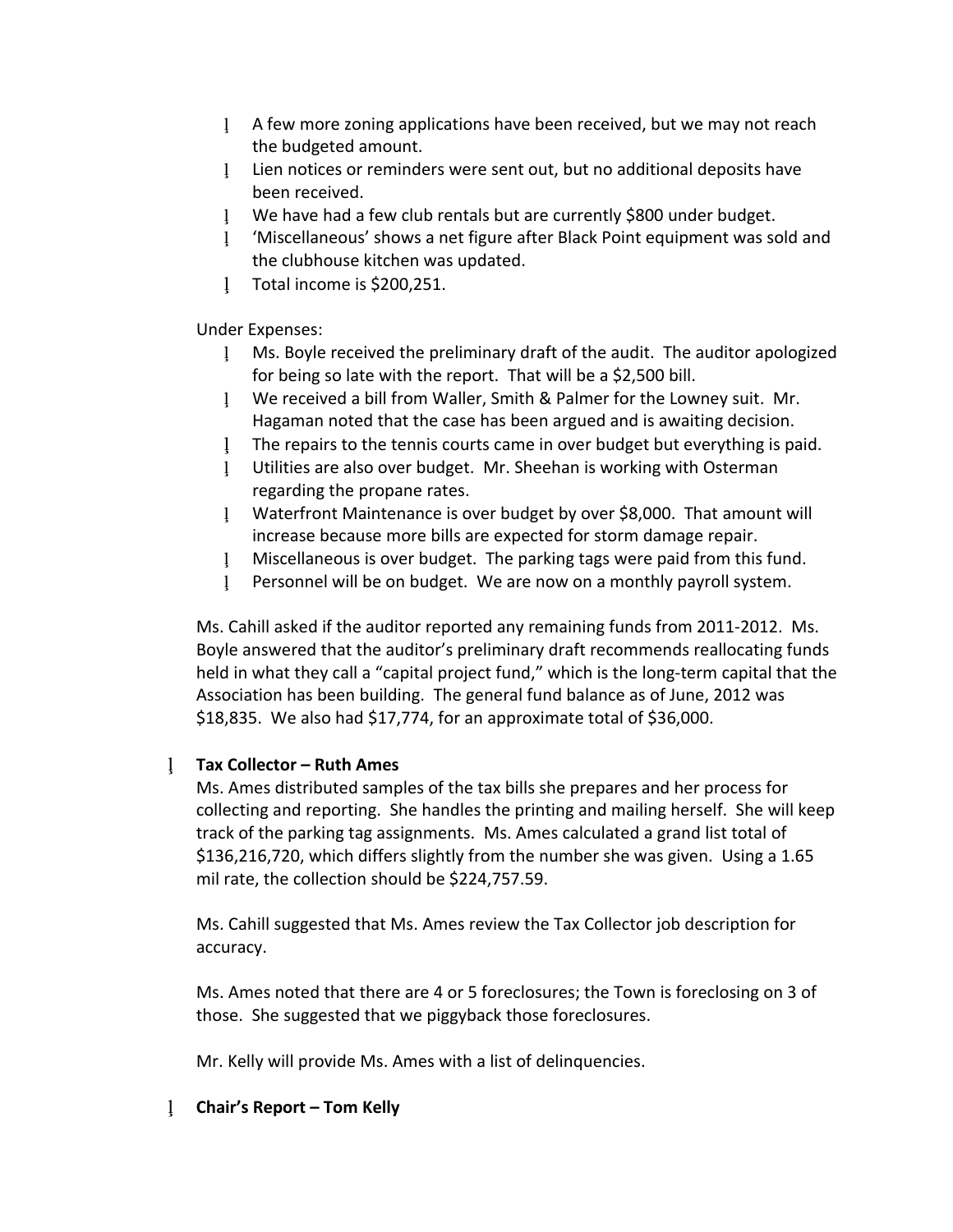- A few more zoning applications have been received, but we may not reach the budgeted amount.
- Lien notices or reminders were sent out, but no additional deposits have been received.
- We have had a few club rentals but are currently $800 under budget.
- 'Miscellaneous' shows a net figure after Black Point equipment was sold and the clubhouse kitchen was updated.
- Total income is $200,251.

Under Expenses:

- Ms. Boyle received the preliminary draft of the audit. The auditor apologized for being so late with the report. That will be a $2,500 bill.
- We received a bill from Waller, Smith & Palmer for the Lowney suit. Mr. Hagaman noted that the case has been argued and is awaiting decision.
- The repairs to the tennis courts came in over budget but everything is paid.
- Utilities are also over budget. Mr. Sheehan is working with Osterman regarding the propane rates.
- Waterfront Maintenance is over budget by over $8,000. That amount will increase because more bills are expected for storm damage repair.
- Miscellaneous is over budget. The parking tags were paid from this fund.
- Personnel will be on budget. We are now on a monthly payroll system.

Ms. Cahill asked if the auditor reported any remaining funds from 2011-2012. Ms. Boyle answered that the auditor's preliminary draft recommends reallocating funds held in what they call a "capital project fund," which is the long-term capital that the Association has been building. The general fund balance as of June, 2012 was $18,835. We also had $17,774, for an approximate total of $36,000.

- **Tax Collector – Ruth Ames**

  Ms. Ames distributed samples of the tax bills she prepares and her process for collecting and reporting. She handles the printing and mailing herself. She will keep track of the parking tag assignments. Ms. Ames calculated a grand list total of $136,216,720, which differs slightly from the number she was given. Using a 1.65 mil rate, the collection should be $224,757.59.

  Ms. Cahill suggested that Ms. Ames review the Tax Collector job description for accuracy.

  Ms. Ames noted that there are 4 or 5 foreclosures; the Town is foreclosing on 3 of those. She suggested that we piggyback those foreclosures.

  Mr. Kelly will provide Ms. Ames with a list of delinquencies.

- **Chair's Report – Tom Kelly**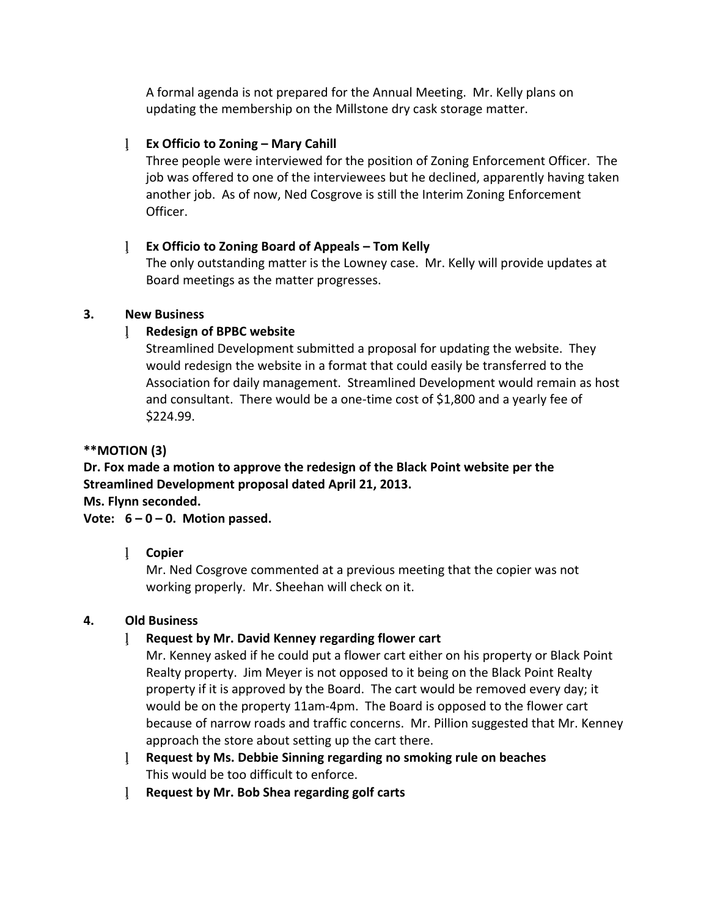A formal agenda is not prepared for the Annual Meeting. Mr. Kelly plans on updating the membership on the Millstone dry cask storage matter.

- **Ex Officio to Zoning – Mary Cahill**
  Three people were interviewed for the position of Zoning Enforcement Officer. The job was offered to one of the interviewees but he declined, apparently having taken another job. As of now, Ned Cosgrove is still the Interim Zoning Enforcement Officer.

- **Ex Officio to Zoning Board of Appeals – Tom Kelly**
  The only outstanding matter is the Lowney case. Mr. Kelly will provide updates at Board meetings as the matter progresses.

**3. New Business**

- **Redesign of BPBC website**
  Streamlined Development submitted a proposal for updating the website. They would redesign the website in a format that could easily be transferred to the Association for daily management. Streamlined Development would remain as host and consultant. There would be a one-time cost of $1,800 and a yearly fee of $224.99.

****MOTION (3)**
**Dr. Fox made a motion to approve the redesign of the Black Point website per the Streamlined Development proposal dated April 21, 2013.**
**Ms. Flynn seconded.**
**Vote: 6 – 0 – 0. Motion passed.**

- **Copier**
  Mr. Ned Cosgrove commented at a previous meeting that the copier was not working properly. Mr. Sheehan will check on it.

**4. Old Business**

- **Request by Mr. David Kenney regarding flower cart**
  Mr. Kenney asked if he could put a flower cart either on his property or Black Point Realty property. Jim Meyer is not opposed to it being on the Black Point Realty property if it is approved by the Board. The cart would be removed every day; it would be on the property 11am-4pm. The Board is opposed to the flower cart because of narrow roads and traffic concerns. Mr. Pillion suggested that Mr. Kenney approach the store about setting up the cart there.
- **Request by Ms. Debbie Sinning regarding no smoking rule on beaches**
  This would be too difficult to enforce.
- **Request by Mr. Bob Shea regarding golf carts**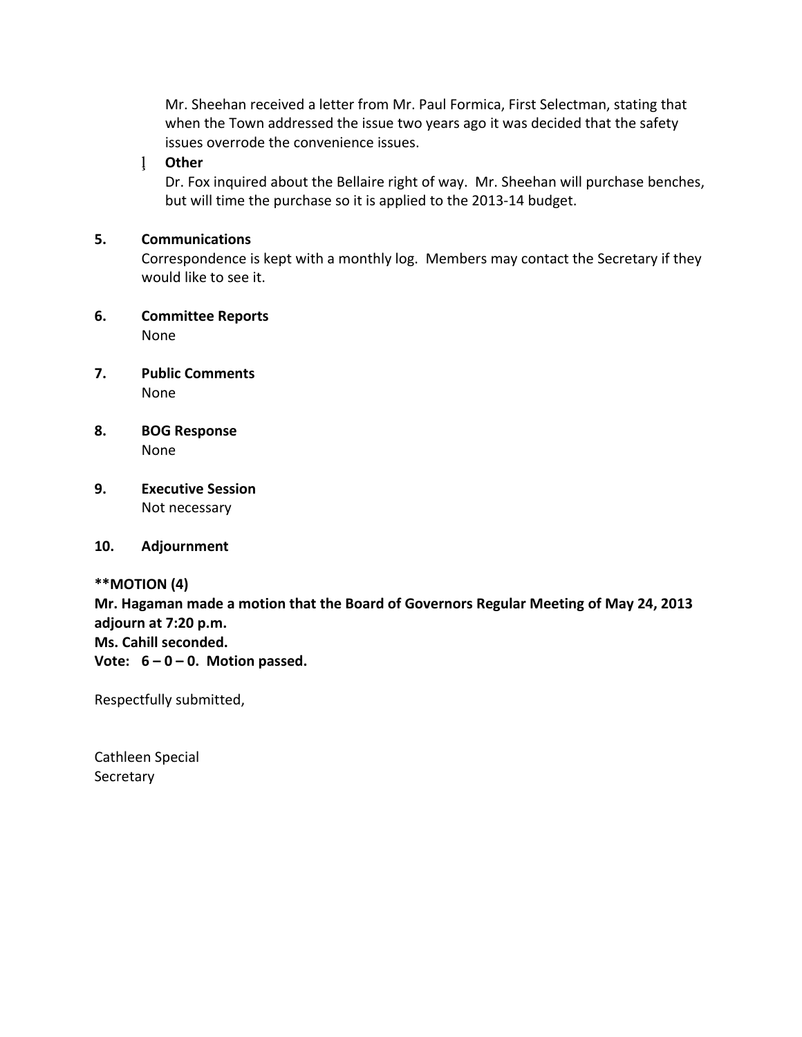Mr. Sheehan received a letter from Mr. Paul Formica, First Selectman, stating that when the Town addressed the issue two years ago it was decided that the safety issues overrode the convenience issues.

- **Other**

  Dr. Fox inquired about the Bellaire right of way. Mr. Sheehan will purchase benches, but will time the purchase so it is applied to the 2013-14 budget.

**5. Communications**

Correspondence is kept with a monthly log. Members may contact the Secretary if they would like to see it.

**6. Committee Reports**

None

**7. Public Comments**

None

**8. BOG Response**

None

**9. Executive Session**

Not necessary

**10. Adjournment**

**\*\*MOTION (4)**
**Mr. Hagaman made a motion that the Board of Governors Regular Meeting of May 24, 2013 adjourn at 7:20 p.m.**
**Ms. Cahill seconded.**
**Vote: 6 – 0 – 0. Motion passed.**

Respectfully submitted,

Cathleen Special
Secretary